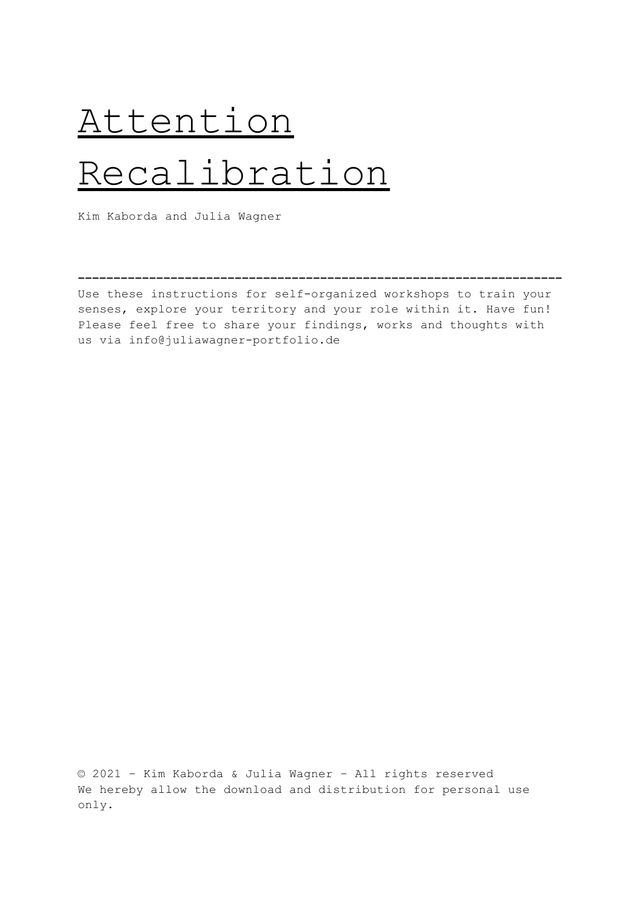# Attention Recalibration

Kim Kaborda and Julia Wagner

---

Use these instructions for self-organized workshops to train your senses, explore your territory and your role within it. Have fun! Please feel free to share your findings, works and thoughts with us via info@juliawagner-portfolio.de

© 2021 – Kim Kaborda & Julia Wagner – All rights reserved
We hereby allow the download and distribution for personal use only.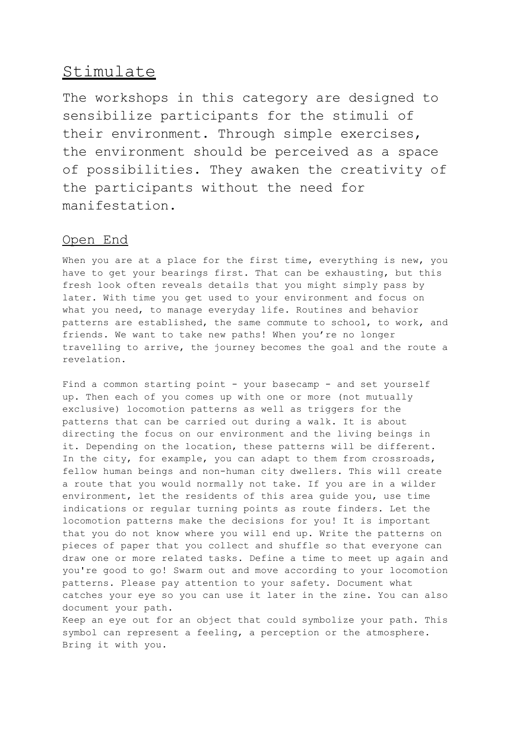# Stimulate

The workshops in this category are designed to sensibilize participants for the stimuli of their environment. Through simple exercises, the environment should be perceived as a space of possibilities. They awaken the creativity of the participants without the need for manifestation.

## Open End

When you are at a place for the first time, everything is new, you have to get your bearings first. That can be exhausting, but this fresh look often reveals details that you might simply pass by later. With time you get used to your environment and focus on what you need, to manage everyday life. Routines and behavior patterns are established, the same commute to school, to work, and friends. We want to take new paths! When you're no longer travelling to arrive, the journey becomes the goal and the route a revelation.

Find a common starting point - your basecamp - and set yourself up. Then each of you comes up with one or more (not mutually exclusive) locomotion patterns as well as triggers for the patterns that can be carried out during a walk. It is about directing the focus on our environment and the living beings in it. Depending on the location, these patterns will be different. In the city, for example, you can adapt to them from crossroads, fellow human beings and non-human city dwellers. This will create a route that you would normally not take. If you are in a wilder environment, let the residents of this area guide you, use time indications or regular turning points as route finders. Let the locomotion patterns make the decisions for you! It is important that you do not know where you will end up. Write the patterns on pieces of paper that you collect and shuffle so that everyone can draw one or more related tasks. Define a time to meet up again and you're good to go! Swarm out and move according to your locomotion patterns. Please pay attention to your safety. Document what catches your eye so you can use it later in the zine. You can also document your path.
Keep an eye out for an object that could symbolize your path. This symbol can represent a feeling, a perception or the atmosphere. Bring it with you.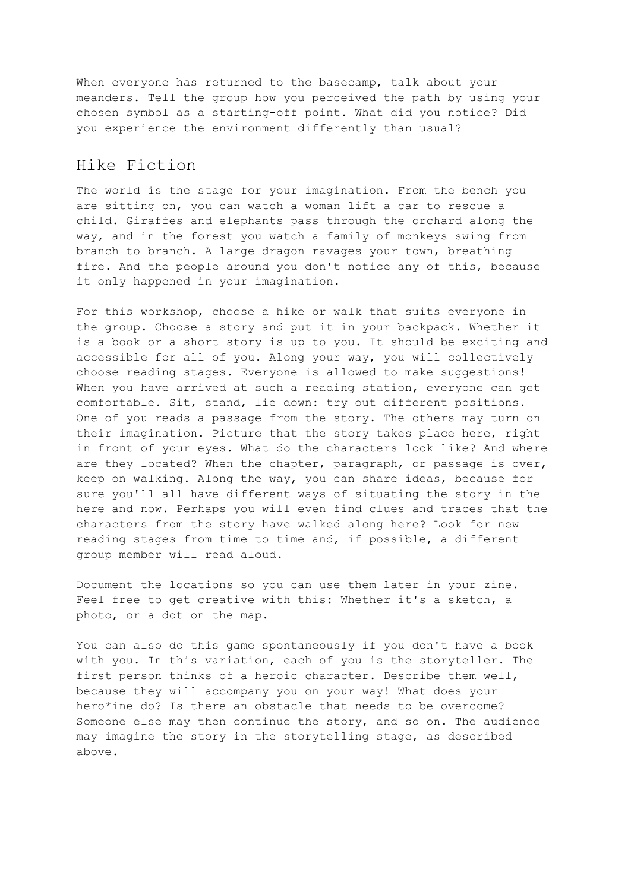When everyone has returned to the basecamp, talk about your meanders. Tell the group how you perceived the path by using your chosen symbol as a starting-off point. What did you notice? Did you experience the environment differently than usual?

## Hike Fiction

The world is the stage for your imagination. From the bench you are sitting on, you can watch a woman lift a car to rescue a child. Giraffes and elephants pass through the orchard along the way, and in the forest you watch a family of monkeys swing from branch to branch. A large dragon ravages your town, breathing fire. And the people around you don't notice any of this, because it only happened in your imagination.

For this workshop, choose a hike or walk that suits everyone in the group. Choose a story and put it in your backpack. Whether it is a book or a short story is up to you. It should be exciting and accessible for all of you. Along your way, you will collectively choose reading stages. Everyone is allowed to make suggestions! When you have arrived at such a reading station, everyone can get comfortable. Sit, stand, lie down: try out different positions. One of you reads a passage from the story. The others may turn on their imagination. Picture that the story takes place here, right in front of your eyes. What do the characters look like? And where are they located? When the chapter, paragraph, or passage is over, keep on walking. Along the way, you can share ideas, because for sure you'll all have different ways of situating the story in the here and now. Perhaps you will even find clues and traces that the characters from the story have walked along here? Look for new reading stages from time to time and, if possible, a different group member will read aloud.

Document the locations so you can use them later in your zine. Feel free to get creative with this: Whether it's a sketch, a photo, or a dot on the map.

You can also do this game spontaneously if you don't have a book with you. In this variation, each of you is the storyteller. The first person thinks of a heroic character. Describe them well, because they will accompany you on your way! What does your hero*ine do? Is there an obstacle that needs to be overcome? Someone else may then continue the story, and so on. The audience may imagine the story in the storytelling stage, as described above.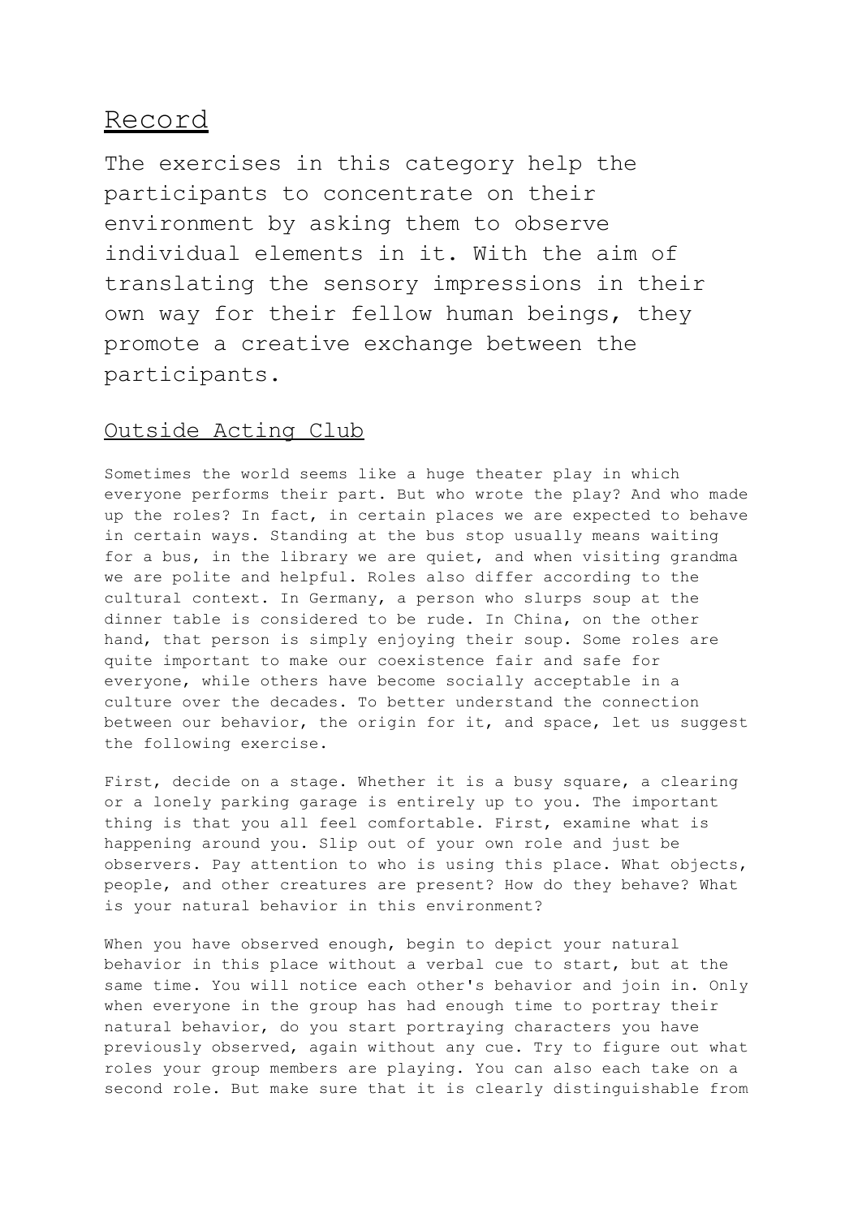# Record

The exercises in this category help the participants to concentrate on their environment by asking them to observe individual elements in it. With the aim of translating the sensory impressions in their own way for their fellow human beings, they promote a creative exchange between the participants.

## Outside Acting Club

Sometimes the world seems like a huge theater play in which everyone performs their part. But who wrote the play? And who made up the roles? In fact, in certain places we are expected to behave in certain ways. Standing at the bus stop usually means waiting for a bus, in the library we are quiet, and when visiting grandma we are polite and helpful. Roles also differ according to the cultural context. In Germany, a person who slurps soup at the dinner table is considered to be rude. In China, on the other hand, that person is simply enjoying their soup. Some roles are quite important to make our coexistence fair and safe for everyone, while others have become socially acceptable in a culture over the decades. To better understand the connection between our behavior, the origin for it, and space, let us suggest the following exercise.

First, decide on a stage. Whether it is a busy square, a clearing or a lonely parking garage is entirely up to you. The important thing is that you all feel comfortable. First, examine what is happening around you. Slip out of your own role and just be observers. Pay attention to who is using this place. What objects, people, and other creatures are present? How do they behave? What is your natural behavior in this environment?

When you have observed enough, begin to depict your natural behavior in this place without a verbal cue to start, but at the same time. You will notice each other's behavior and join in. Only when everyone in the group has had enough time to portray their natural behavior, do you start portraying characters you have previously observed, again without any cue. Try to figure out what roles your group members are playing. You can also each take on a second role. But make sure that it is clearly distinguishable from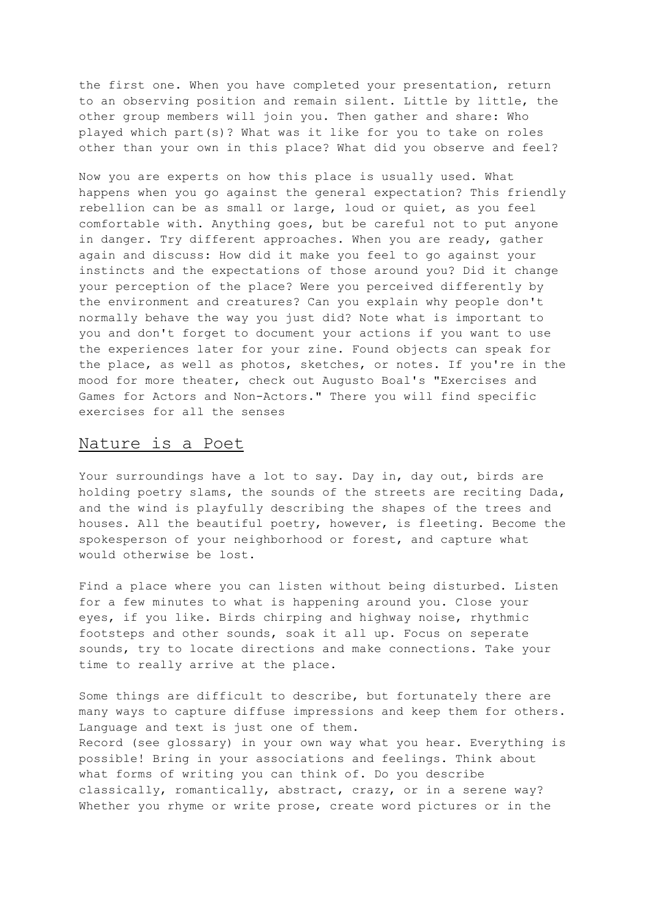the first one. When you have completed your presentation, return to an observing position and remain silent. Little by little, the other group members will join you. Then gather and share: Who played which part(s)? What was it like for you to take on roles other than your own in this place? What did you observe and feel?

Now you are experts on how this place is usually used. What happens when you go against the general expectation? This friendly rebellion can be as small or large, loud or quiet, as you feel comfortable with. Anything goes, but be careful not to put anyone in danger. Try different approaches. When you are ready, gather again and discuss: How did it make you feel to go against your instincts and the expectations of those around you? Did it change your perception of the place? Were you perceived differently by the environment and creatures? Can you explain why people don't normally behave the way you just did? Note what is important to you and don't forget to document your actions if you want to use the experiences later for your zine. Found objects can speak for the place, as well as photos, sketches, or notes. If you're in the mood for more theater, check out Augusto Boal's "Exercises and Games for Actors and Non-Actors." There you will find specific exercises for all the senses

## Nature is a Poet

Your surroundings have a lot to say. Day in, day out, birds are holding poetry slams, the sounds of the streets are reciting Dada, and the wind is playfully describing the shapes of the trees and houses. All the beautiful poetry, however, is fleeting. Become the spokesperson of your neighborhood or forest, and capture what would otherwise be lost.

Find a place where you can listen without being disturbed. Listen for a few minutes to what is happening around you. Close your eyes, if you like. Birds chirping and highway noise, rhythmic footsteps and other sounds, soak it all up. Focus on seperate sounds, try to locate directions and make connections. Take your time to really arrive at the place.

Some things are difficult to describe, but fortunately there are many ways to capture diffuse impressions and keep them for others. Language and text is just one of them.
Record (see glossary) in your own way what you hear. Everything is possible! Bring in your associations and feelings. Think about what forms of writing you can think of. Do you describe classically, romantically, abstract, crazy, or in a serene way? Whether you rhyme or write prose, create word pictures or in the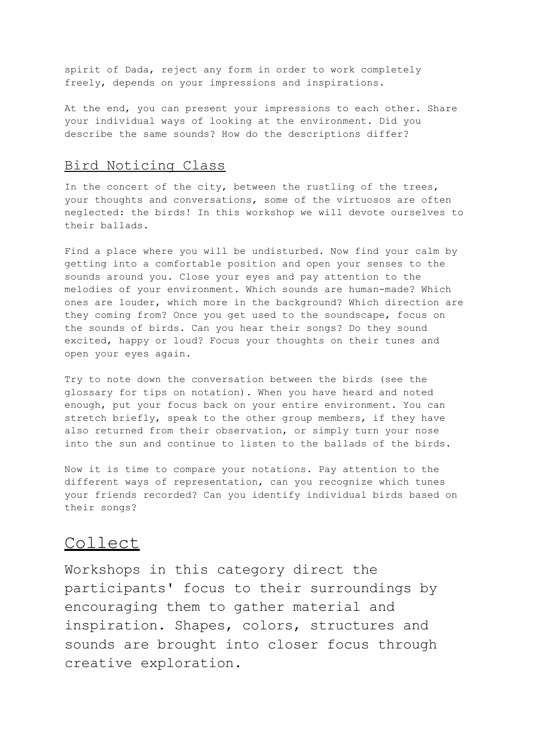spirit of Dada, reject any form in order to work completely freely, depends on your impressions and inspirations.

At the end, you can present your impressions to each other. Share your individual ways of looking at the environment. Did you describe the same sounds? How do the descriptions differ?

### Bird Noticing Class

In the concert of the city, between the rustling of the trees, your thoughts and conversations, some of the virtuosos are often neglected: the birds! In this workshop we will devote ourselves to their ballads.

Find a place where you will be undisturbed. Now find your calm by getting into a comfortable position and open your senses to the sounds around you. Close your eyes and pay attention to the melodies of your environment. Which sounds are human-made? Which ones are louder, which more in the background? Which direction are they coming from? Once you get used to the soundscape, focus on the sounds of birds. Can you hear their songs? Do they sound excited, happy or loud? Focus your thoughts on their tunes and open your eyes again.

Try to note down the conversation between the birds (see the glossary for tips on notation). When you have heard and noted enough, put your focus back on your entire environment. You can stretch briefly, speak to the other group members, if they have also returned from their observation, or simply turn your nose into the sun and continue to listen to the ballads of the birds.

Now it is time to compare your notations. Pay attention to the different ways of representation, can you recognize which tunes your friends recorded? Can you identify individual birds based on their songs?

## Collect

Workshops in this category direct the participants' focus to their surroundings by encouraging them to gather material and inspiration. Shapes, colors, structures and sounds are brought into closer focus through creative exploration.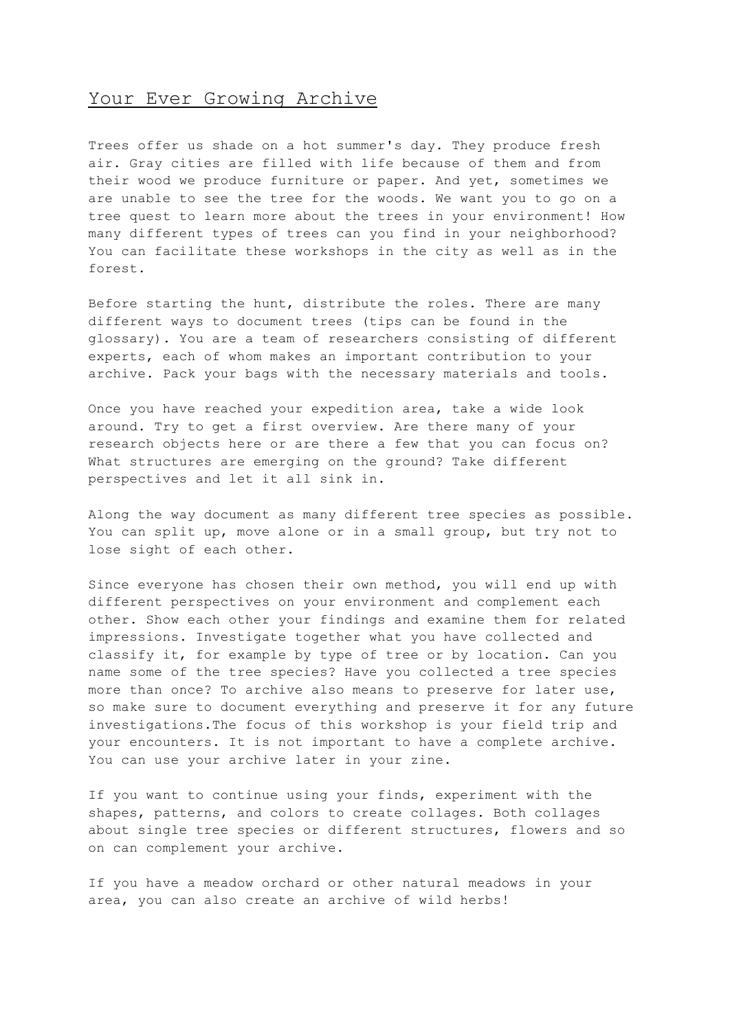# Your Ever Growing Archive

Trees offer us shade on a hot summer's day. They produce fresh air. Gray cities are filled with life because of them and from their wood we produce furniture or paper. And yet, sometimes we are unable to see the tree for the woods. We want you to go on a tree quest to learn more about the trees in your environment! How many different types of trees can you find in your neighborhood? You can facilitate these workshops in the city as well as in the forest.

Before starting the hunt, distribute the roles. There are many different ways to document trees (tips can be found in the glossary). You are a team of researchers consisting of different experts, each of whom makes an important contribution to your archive. Pack your bags with the necessary materials and tools.

Once you have reached your expedition area, take a wide look around. Try to get a first overview. Are there many of your research objects here or are there a few that you can focus on? What structures are emerging on the ground? Take different perspectives and let it all sink in.

Along the way document as many different tree species as possible. You can split up, move alone or in a small group, but try not to lose sight of each other.

Since everyone has chosen their own method, you will end up with different perspectives on your environment and complement each other. Show each other your findings and examine them for related impressions. Investigate together what you have collected and classify it, for example by type of tree or by location. Can you name some of the tree species? Have you collected a tree species more than once? To archive also means to preserve for later use, so make sure to document everything and preserve it for any future investigations.The focus of this workshop is your field trip and your encounters. It is not important to have a complete archive. You can use your archive later in your zine.

If you want to continue using your finds, experiment with the shapes, patterns, and colors to create collages. Both collages about single tree species or different structures, flowers and so on can complement your archive.

If you have a meadow orchard or other natural meadows in your area, you can also create an archive of wild herbs!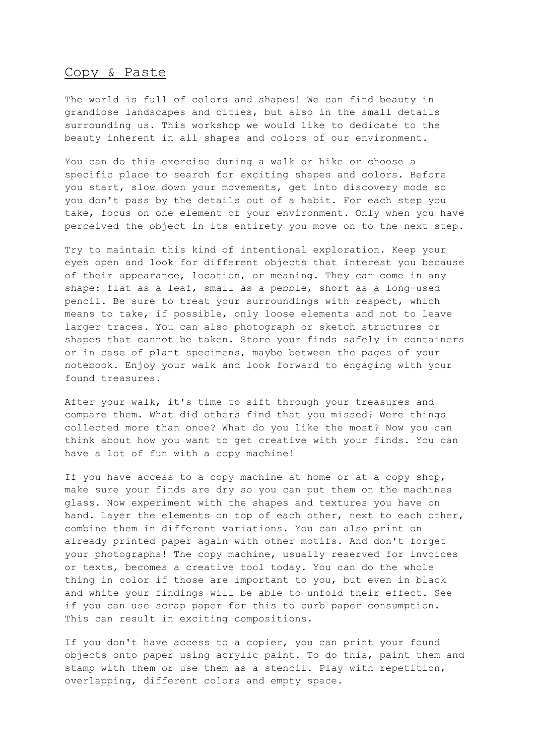## Copy & Paste

The world is full of colors and shapes! We can find beauty in grandiose landscapes and cities, but also in the small details surrounding us. This workshop we would like to dedicate to the beauty inherent in all shapes and colors of our environment.

You can do this exercise during a walk or hike or choose a specific place to search for exciting shapes and colors. Before you start, slow down your movements, get into discovery mode so you don't pass by the details out of a habit. For each step you take, focus on one element of your environment. Only when you have perceived the object in its entirety you move on to the next step.

Try to maintain this kind of intentional exploration. Keep your eyes open and look for different objects that interest you because of their appearance, location, or meaning. They can come in any shape: flat as a leaf, small as a pebble, short as a long-used pencil. Be sure to treat your surroundings with respect, which means to take, if possible, only loose elements and not to leave larger traces. You can also photograph or sketch structures or shapes that cannot be taken. Store your finds safely in containers or in case of plant specimens, maybe between the pages of your notebook. Enjoy your walk and look forward to engaging with your found treasures.

After your walk, it's time to sift through your treasures and compare them. What did others find that you missed? Were things collected more than once? What do you like the most? Now you can think about how you want to get creative with your finds. You can have a lot of fun with a copy machine!

If you have access to a copy machine at home or at a copy shop, make sure your finds are dry so you can put them on the machines glass. Now experiment with the shapes and textures you have on hand. Layer the elements on top of each other, next to each other, combine them in different variations. You can also print on already printed paper again with other motifs. And don't forget your photographs! The copy machine, usually reserved for invoices or texts, becomes a creative tool today. You can do the whole thing in color if those are important to you, but even in black and white your findings will be able to unfold their effect. See if you can use scrap paper for this to curb paper consumption. This can result in exciting compositions.

If you don't have access to a copier, you can print your found objects onto paper using acrylic paint. To do this, paint them and stamp with them or use them as a stencil. Play with repetition, overlapping, different colors and empty space.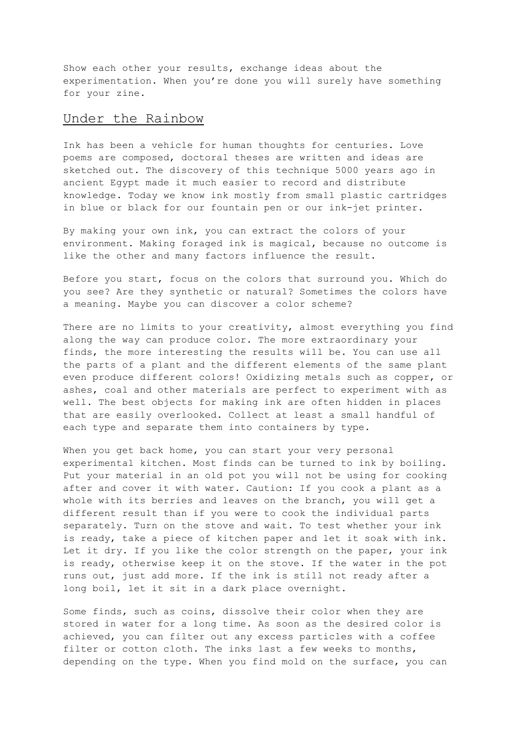Show each other your results, exchange ideas about the experimentation. When you’re done you will surely have something for your zine.

## Under the Rainbow

Ink has been a vehicle for human thoughts for centuries. Love poems are composed, doctoral theses are written and ideas are sketched out. The discovery of this technique 5000 years ago in ancient Egypt made it much easier to record and distribute knowledge. Today we know ink mostly from small plastic cartridges in blue or black for our fountain pen or our ink-jet printer.

By making your own ink, you can extract the colors of your environment. Making foraged ink is magical, because no outcome is like the other and many factors influence the result.

Before you start, focus on the colors that surround you. Which do you see? Are they synthetic or natural? Sometimes the colors have a meaning. Maybe you can discover a color scheme?

There are no limits to your creativity, almost everything you find along the way can produce color. The more extraordinary your finds, the more interesting the results will be. You can use all the parts of a plant and the different elements of the same plant even produce different colors! Oxidizing metals such as copper, or ashes, coal and other materials are perfect to experiment with as well. The best objects for making ink are often hidden in places that are easily overlooked. Collect at least a small handful of each type and separate them into containers by type.

When you get back home, you can start your very personal experimental kitchen. Most finds can be turned to ink by boiling. Put your material in an old pot you will not be using for cooking after and cover it with water. Caution: If you cook a plant as a whole with its berries and leaves on the branch, you will get a different result than if you were to cook the individual parts separately. Turn on the stove and wait. To test whether your ink is ready, take a piece of kitchen paper and let it soak with ink. Let it dry. If you like the color strength on the paper, your ink is ready, otherwise keep it on the stove. If the water in the pot runs out, just add more. If the ink is still not ready after a long boil, let it sit in a dark place overnight.

Some finds, such as coins, dissolve their color when they are stored in water for a long time. As soon as the desired color is achieved, you can filter out any excess particles with a coffee filter or cotton cloth. The inks last a few weeks to months, depending on the type. When you find mold on the surface, you can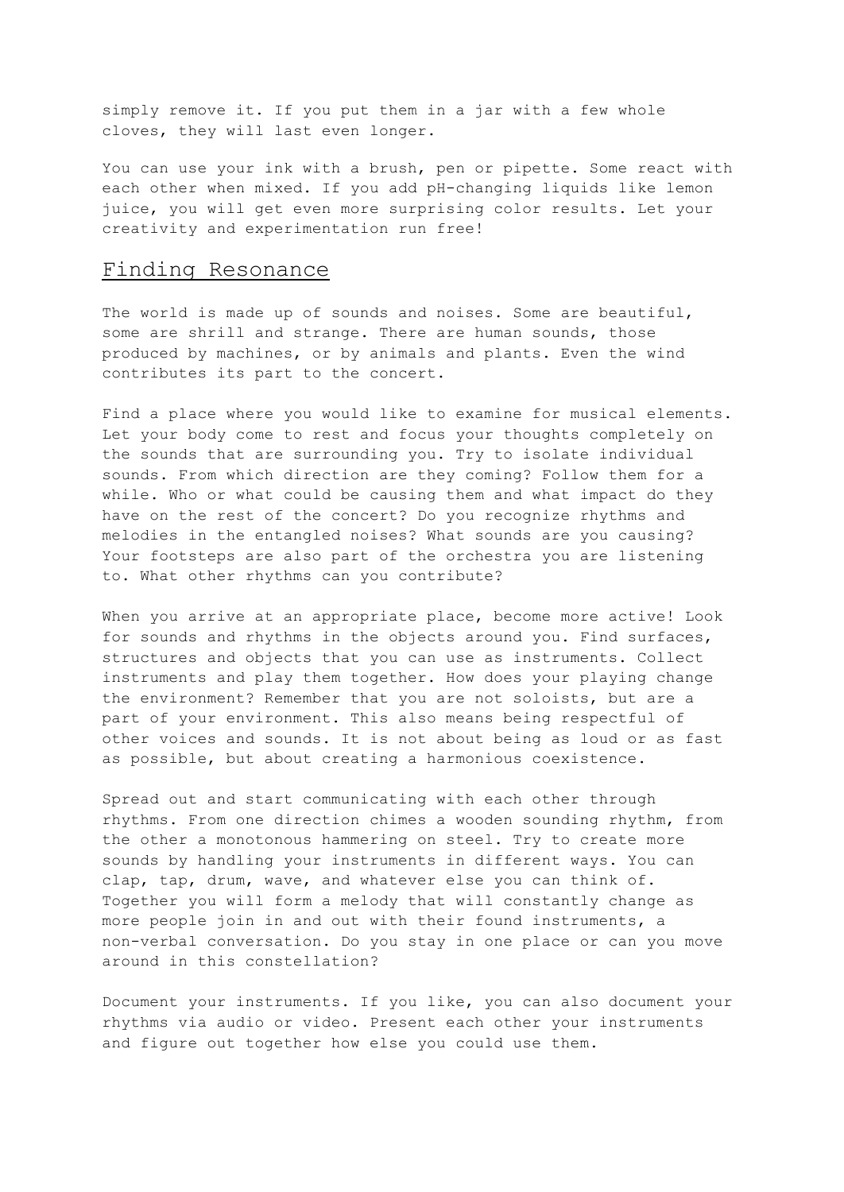simply remove it. If you put them in a jar with a few whole cloves, they will last even longer.

You can use your ink with a brush, pen or pipette. Some react with each other when mixed. If you add pH-changing liquids like lemon juice, you will get even more surprising color results. Let your creativity and experimentation run free!

## Finding Resonance

The world is made up of sounds and noises. Some are beautiful, some are shrill and strange. There are human sounds, those produced by machines, or by animals and plants. Even the wind contributes its part to the concert.

Find a place where you would like to examine for musical elements. Let your body come to rest and focus your thoughts completely on the sounds that are surrounding you. Try to isolate individual sounds. From which direction are they coming? Follow them for a while. Who or what could be causing them and what impact do they have on the rest of the concert? Do you recognize rhythms and melodies in the entangled noises? What sounds are you causing? Your footsteps are also part of the orchestra you are listening to. What other rhythms can you contribute?

When you arrive at an appropriate place, become more active! Look for sounds and rhythms in the objects around you. Find surfaces, structures and objects that you can use as instruments. Collect instruments and play them together. How does your playing change the environment? Remember that you are not soloists, but are a part of your environment. This also means being respectful of other voices and sounds. It is not about being as loud or as fast as possible, but about creating a harmonious coexistence.

Spread out and start communicating with each other through rhythms. From one direction chimes a wooden sounding rhythm, from the other a monotonous hammering on steel. Try to create more sounds by handling your instruments in different ways. You can clap, tap, drum, wave, and whatever else you can think of. Together you will form a melody that will constantly change as more people join in and out with their found instruments, a non-verbal conversation. Do you stay in one place or can you move around in this constellation?

Document your instruments. If you like, you can also document your rhythms via audio or video. Present each other your instruments and figure out together how else you could use them.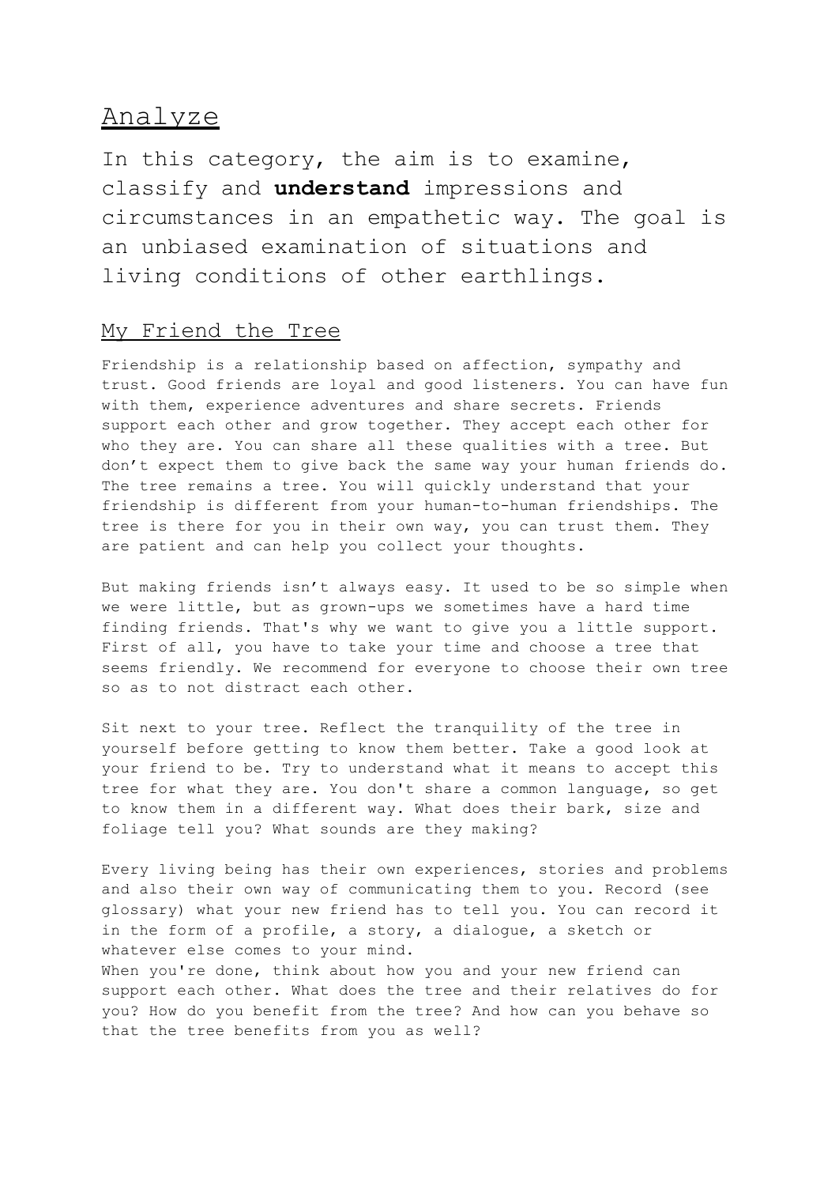# Analyze

In this category, the aim is to examine, classify and **understand** impressions and circumstances in an empathetic way. The goal is an unbiased examination of situations and living conditions of other earthlings.

## My Friend the Tree

Friendship is a relationship based on affection, sympathy and trust. Good friends are loyal and good listeners. You can have fun with them, experience adventures and share secrets. Friends support each other and grow together. They accept each other for who they are. You can share all these qualities with a tree. But don't expect them to give back the same way your human friends do. The tree remains a tree. You will quickly understand that your friendship is different from your human-to-human friendships. The tree is there for you in their own way, you can trust them. They are patient and can help you collect your thoughts.

But making friends isn't always easy. It used to be so simple when we were little, but as grown-ups we sometimes have a hard time finding friends. That's why we want to give you a little support. First of all, you have to take your time and choose a tree that seems friendly. We recommend for everyone to choose their own tree so as to not distract each other.

Sit next to your tree. Reflect the tranquility of the tree in yourself before getting to know them better. Take a good look at your friend to be. Try to understand what it means to accept this tree for what they are. You don't share a common language, so get to know them in a different way. What does their bark, size and foliage tell you? What sounds are they making?

Every living being has their own experiences, stories and problems and also their own way of communicating them to you. Record (see glossary) what your new friend has to tell you. You can record it in the form of a profile, a story, a dialogue, a sketch or whatever else comes to your mind.

When you're done, think about how you and your new friend can support each other. What does the tree and their relatives do for you? How do you benefit from the tree? And how can you behave so that the tree benefits from you as well?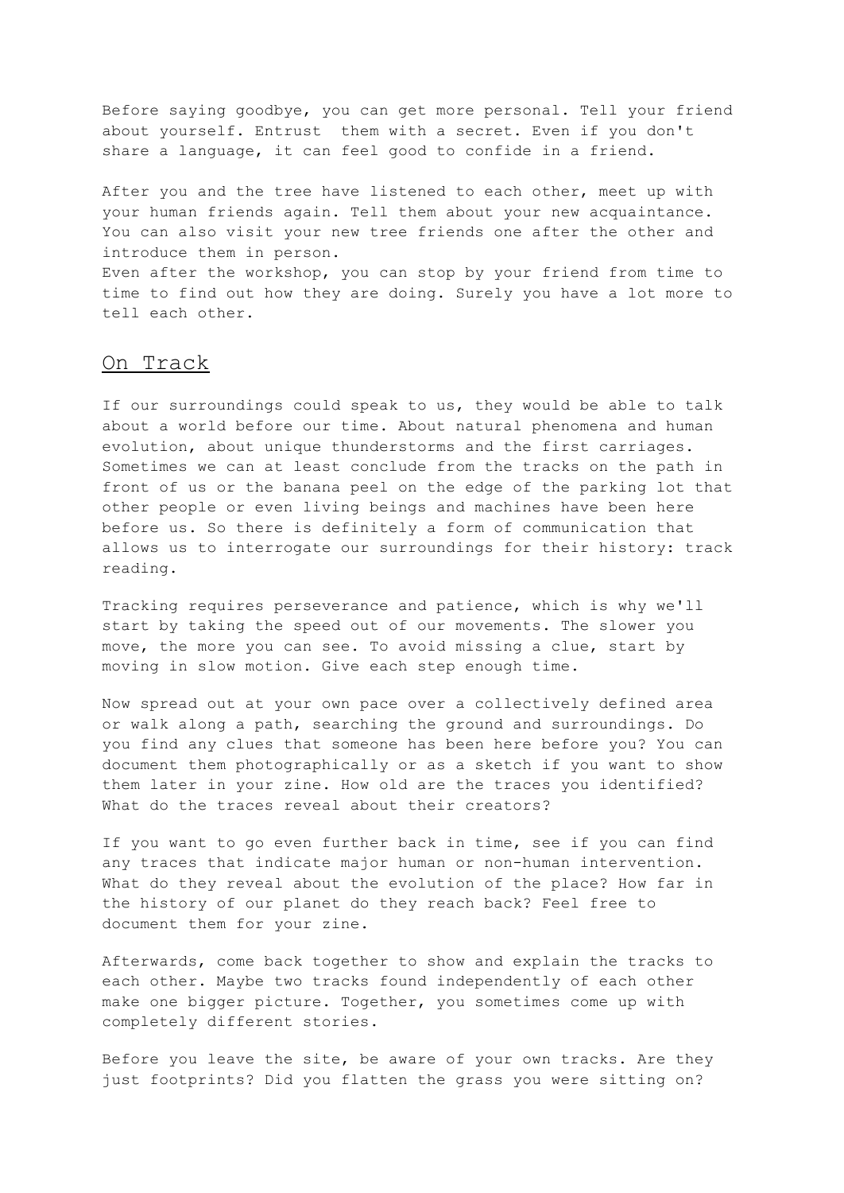Before saying goodbye, you can get more personal. Tell your friend about yourself. Entrust  them with a secret. Even if you don't share a language, it can feel good to confide in a friend.

After you and the tree have listened to each other, meet up with your human friends again. Tell them about your new acquaintance. You can also visit your new tree friends one after the other and introduce them in person.
Even after the workshop, you can stop by your friend from time to time to find out how they are doing. Surely you have a lot more to tell each other.

## On Track

If our surroundings could speak to us, they would be able to talk about a world before our time. About natural phenomena and human evolution, about unique thunderstorms and the first carriages. Sometimes we can at least conclude from the tracks on the path in front of us or the banana peel on the edge of the parking lot that other people or even living beings and machines have been here before us. So there is definitely a form of communication that allows us to interrogate our surroundings for their history: track reading.

Tracking requires perseverance and patience, which is why we'll start by taking the speed out of our movements. The slower you move, the more you can see. To avoid missing a clue, start by moving in slow motion. Give each step enough time.

Now spread out at your own pace over a collectively defined area or walk along a path, searching the ground and surroundings. Do you find any clues that someone has been here before you? You can document them photographically or as a sketch if you want to show them later in your zine. How old are the traces you identified? What do the traces reveal about their creators?

If you want to go even further back in time, see if you can find any traces that indicate major human or non-human intervention. What do they reveal about the evolution of the place? How far in the history of our planet do they reach back? Feel free to document them for your zine.

Afterwards, come back together to show and explain the tracks to each other. Maybe two tracks found independently of each other make one bigger picture. Together, you sometimes come up with completely different stories.

Before you leave the site, be aware of your own tracks. Are they just footprints? Did you flatten the grass you were sitting on?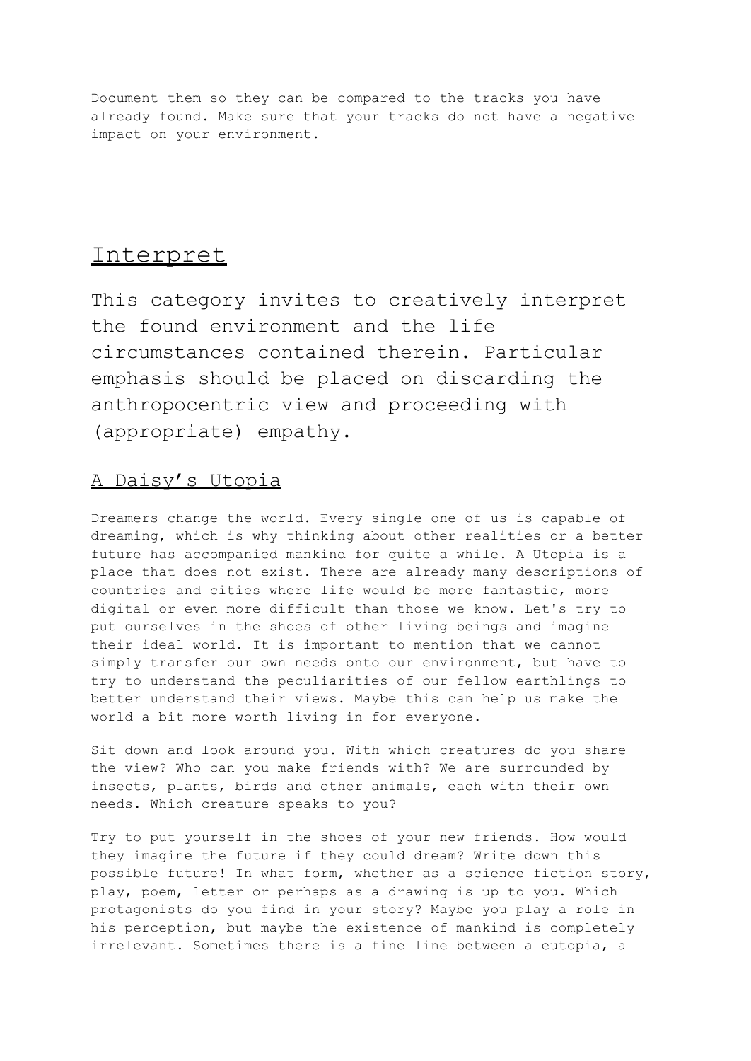Document them so they can be compared to the tracks you have already found. Make sure that your tracks do not have a negative impact on your environment.

## Interpret

This category invites to creatively interpret the found environment and the life circumstances contained therein. Particular emphasis should be placed on discarding the anthropocentric view and proceeding with (appropriate) empathy.

### A Daisy's Utopia

Dreamers change the world. Every single one of us is capable of dreaming, which is why thinking about other realities or a better future has accompanied mankind for quite a while. A Utopia is a place that does not exist. There are already many descriptions of countries and cities where life would be more fantastic, more digital or even more difficult than those we know. Let's try to put ourselves in the shoes of other living beings and imagine their ideal world. It is important to mention that we cannot simply transfer our own needs onto our environment, but have to try to understand the peculiarities of our fellow earthlings to better understand their views. Maybe this can help us make the world a bit more worth living in for everyone.

Sit down and look around you. With which creatures do you share the view? Who can you make friends with? We are surrounded by insects, plants, birds and other animals, each with their own needs. Which creature speaks to you?

Try to put yourself in the shoes of your new friends. How would they imagine the future if they could dream? Write down this possible future! In what form, whether as a science fiction story, play, poem, letter or perhaps as a drawing is up to you. Which protagonists do you find in your story? Maybe you play a role in his perception, but maybe the existence of mankind is completely irrelevant. Sometimes there is a fine line between a eutopia, a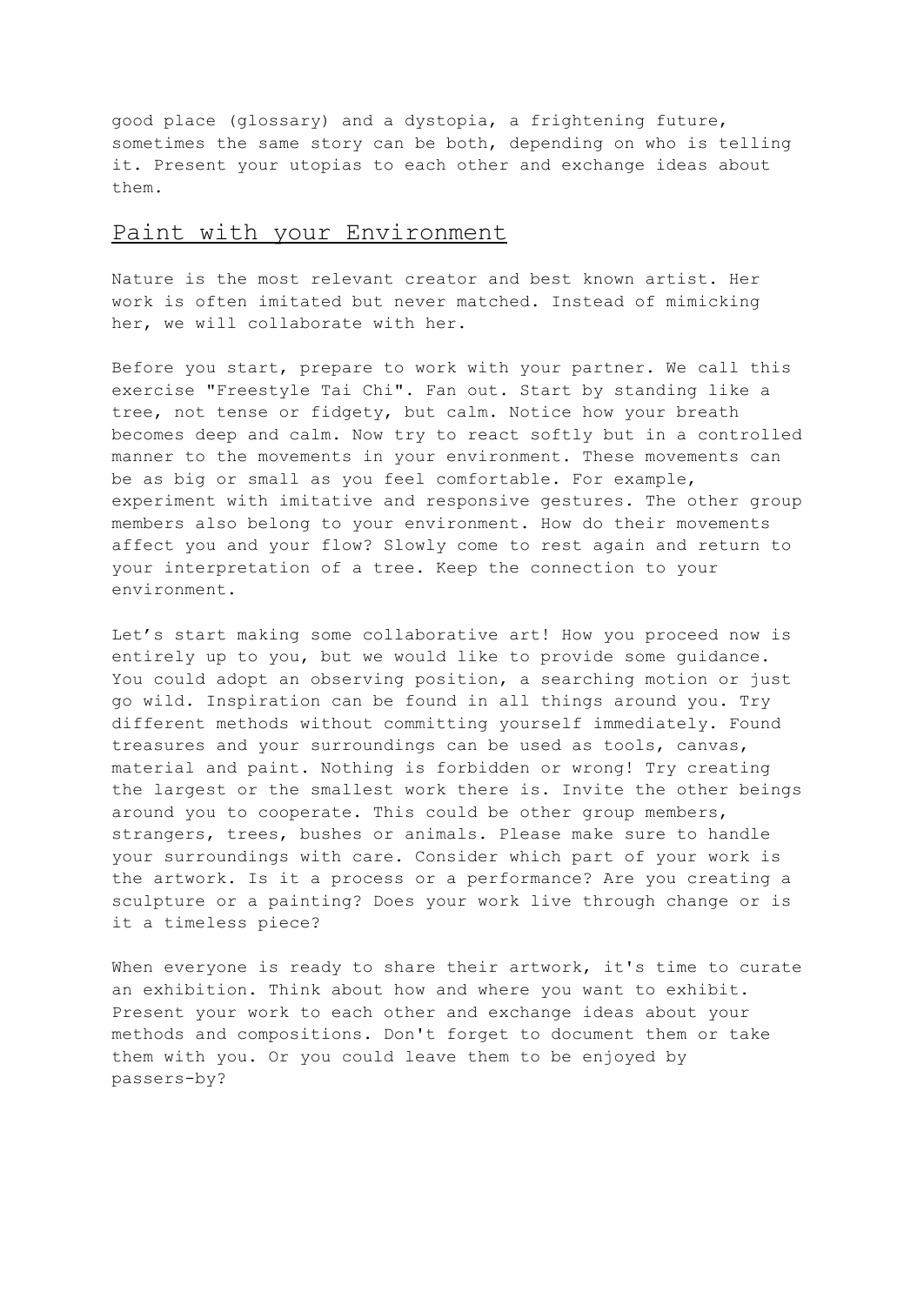good place (glossary) and a dystopia, a frightening future, sometimes the same story can be both, depending on who is telling it. Present your utopias to each other and exchange ideas about them.

## Paint with your Environment

Nature is the most relevant creator and best known artist. Her work is often imitated but never matched. Instead of mimicking her, we will collaborate with her.

Before you start, prepare to work with your partner. We call this exercise "Freestyle Tai Chi". Fan out. Start by standing like a tree, not tense or fidgety, but calm. Notice how your breath becomes deep and calm. Now try to react softly but in a controlled manner to the movements in your environment. These movements can be as big or small as you feel comfortable. For example, experiment with imitative and responsive gestures. The other group members also belong to your environment. How do their movements affect you and your flow? Slowly come to rest again and return to your interpretation of a tree. Keep the connection to your environment.

Let's start making some collaborative art! How you proceed now is entirely up to you, but we would like to provide some guidance. You could adopt an observing position, a searching motion or just go wild. Inspiration can be found in all things around you. Try different methods without committing yourself immediately. Found treasures and your surroundings can be used as tools, canvas, material and paint. Nothing is forbidden or wrong! Try creating the largest or the smallest work there is. Invite the other beings around you to cooperate. This could be other group members, strangers, trees, bushes or animals. Please make sure to handle your surroundings with care. Consider which part of your work is the artwork. Is it a process or a performance? Are you creating a sculpture or a painting? Does your work live through change or is it a timeless piece?

When everyone is ready to share their artwork, it's time to curate an exhibition. Think about how and where you want to exhibit. Present your work to each other and exchange ideas about your methods and compositions. Don't forget to document them or take them with you. Or you could leave them to be enjoyed by passers-by?